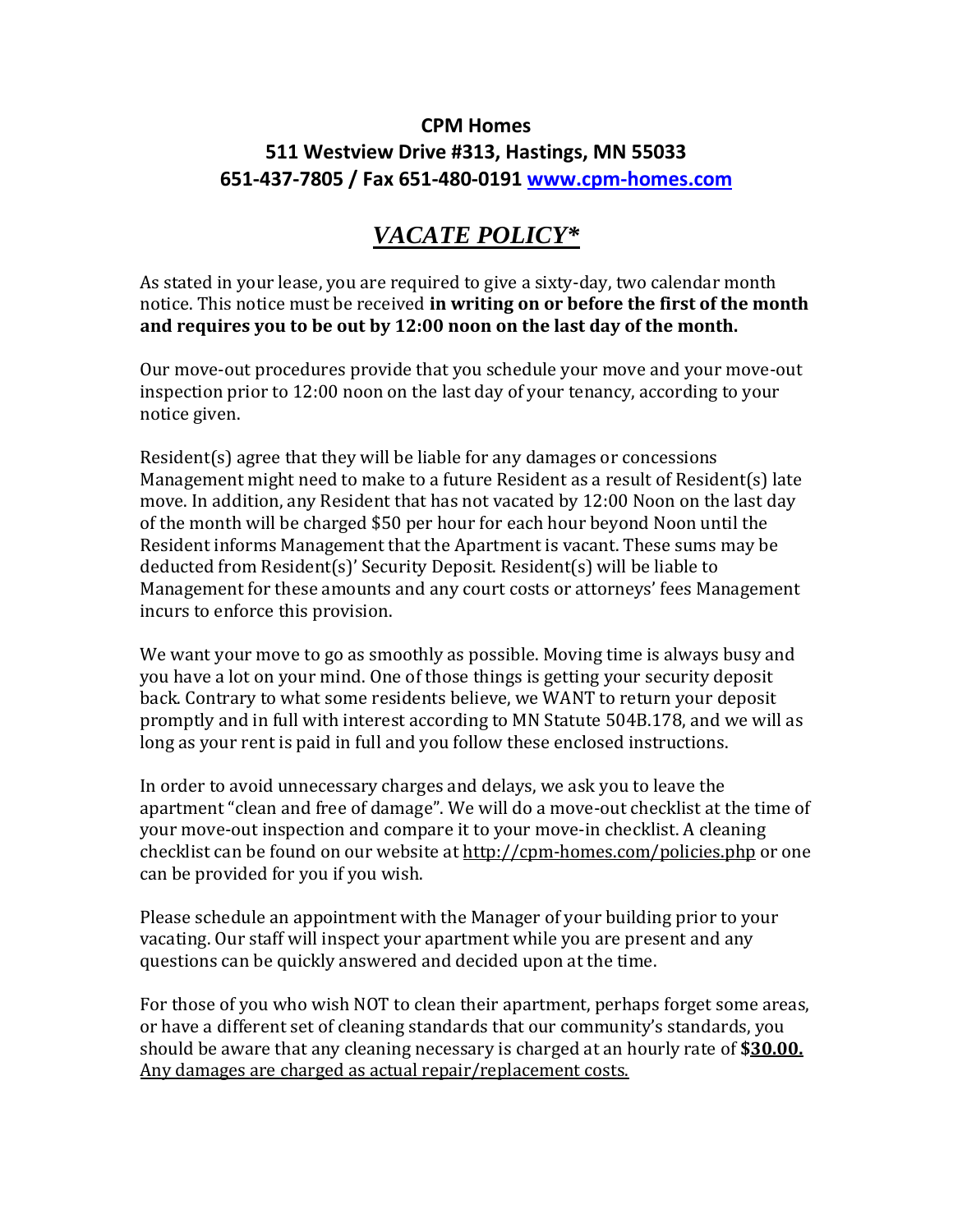**CPM Homes**
**511 Westview Drive #313, Hastings, MN 55033**
**651-437-7805 / Fax 651-480-0191 [www.cpm-homes.com](http://www.cpm-homes.com)**

# ***VACATE POLICY****

As stated in your lease, you are required to give a sixty-day, two calendar month notice. This notice must be received **in writing on or before the first of the month and requires you to be out by 12:00 noon on the last day of the month.**

Our move-out procedures provide that you schedule your move and your move-out inspection prior to 12:00 noon on the last day of your tenancy, according to your notice given.

Resident(s) agree that they will be liable for any damages or concessions Management might need to make to a future Resident as a result of Resident(s) late move. In addition, any Resident that has not vacated by 12:00 Noon on the last day of the month will be charged $50 per hour for each hour beyond Noon until the Resident informs Management that the Apartment is vacant. These sums may be deducted from Resident(s)' Security Deposit. Resident(s) will be liable to Management for these amounts and any court costs or attorneys' fees Management incurs to enforce this provision.

We want your move to go as smoothly as possible. Moving time is always busy and you have a lot on your mind. One of those things is getting your security deposit back. Contrary to what some residents believe, we WANT to return your deposit promptly and in full with interest according to MN Statute 504B.178, and we will as long as your rent is paid in full and you follow these enclosed instructions.

In order to avoid unnecessary charges and delays, we ask you to leave the apartment "clean and free of damage". We will do a move-out checklist at the time of your move-out inspection and compare it to your move-in checklist. A cleaning checklist can be found on our website at http://cpm-homes.com/policies.php or one can be provided for you if you wish.

Please schedule an appointment with the Manager of your building prior to your vacating. Our staff will inspect your apartment while you are present and any questions can be quickly answered and decided upon at the time.

For those of you who wish NOT to clean their apartment, perhaps forget some areas, or have a different set of cleaning standards that our community's standards, you should be aware that any cleaning necessary is charged at an hourly rate of **$30.00.** Any damages are charged as actual repair/replacement costs.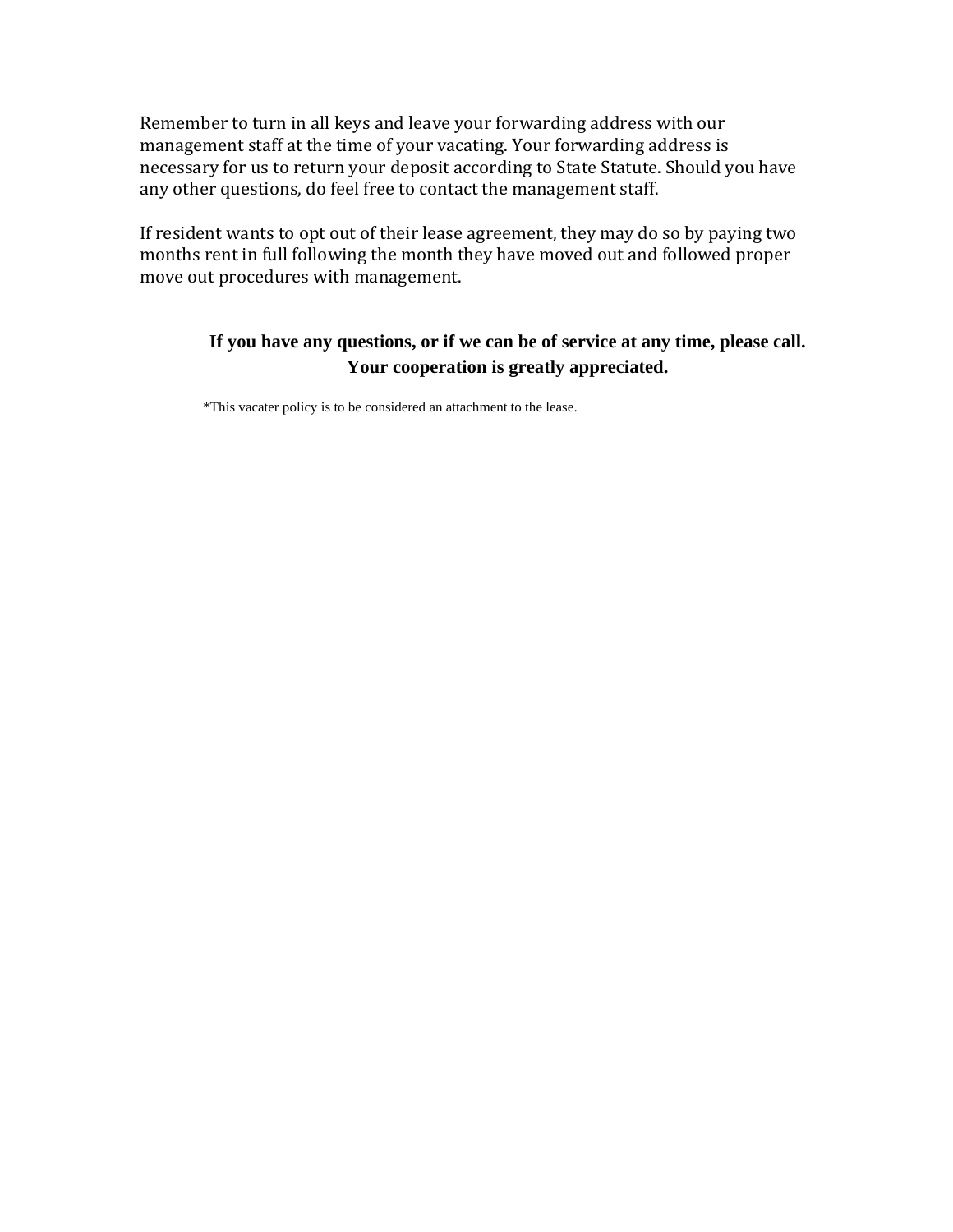Remember to turn in all keys and leave your forwarding address with our management staff at the time of your vacating. Your forwarding address is necessary for us to return your deposit according to State Statute. Should you have any other questions, do feel free to contact the management staff.

If resident wants to opt out of their lease agreement, they may do so by paying two months rent in full following the month they have moved out and followed proper move out procedures with management.

**If you have any questions, or if we can be of service at any time, please call. Your cooperation is greatly appreciated.**

*This vacater policy is to be considered an attachment to the lease.